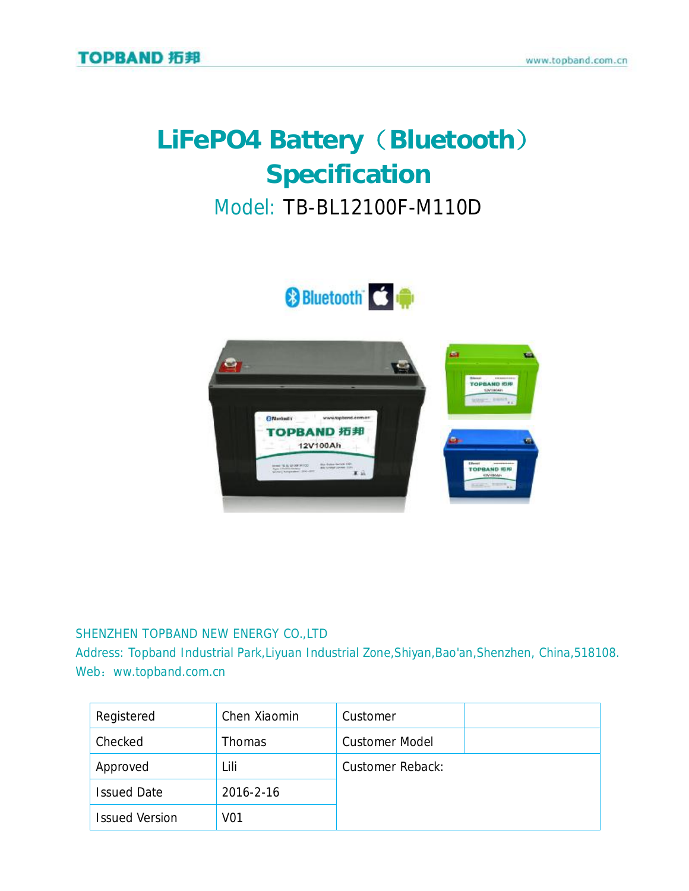# LiFePO4 Battery（Bluetooth）Specification

Model: TB-BL12100F-M110D

SHENZHEN TOPBAND NEW ENERGY CO.,LTD

Address: Topband Industrial Park,Liyuan Industrial Zone,Shiyan,Bao'an,Shenzhen, China,518108.

Web：ww.topband.com.cn

| | | | |
|---|---|---|---|
| Registered | Chen Xiaomin | Customer | |
| Checked | Thomas | Customer Model | |
| Approved | Lili | Customer Reback: | |
| Issued Date | 2016-2-16 | | |
| Issued Version | V01 | | |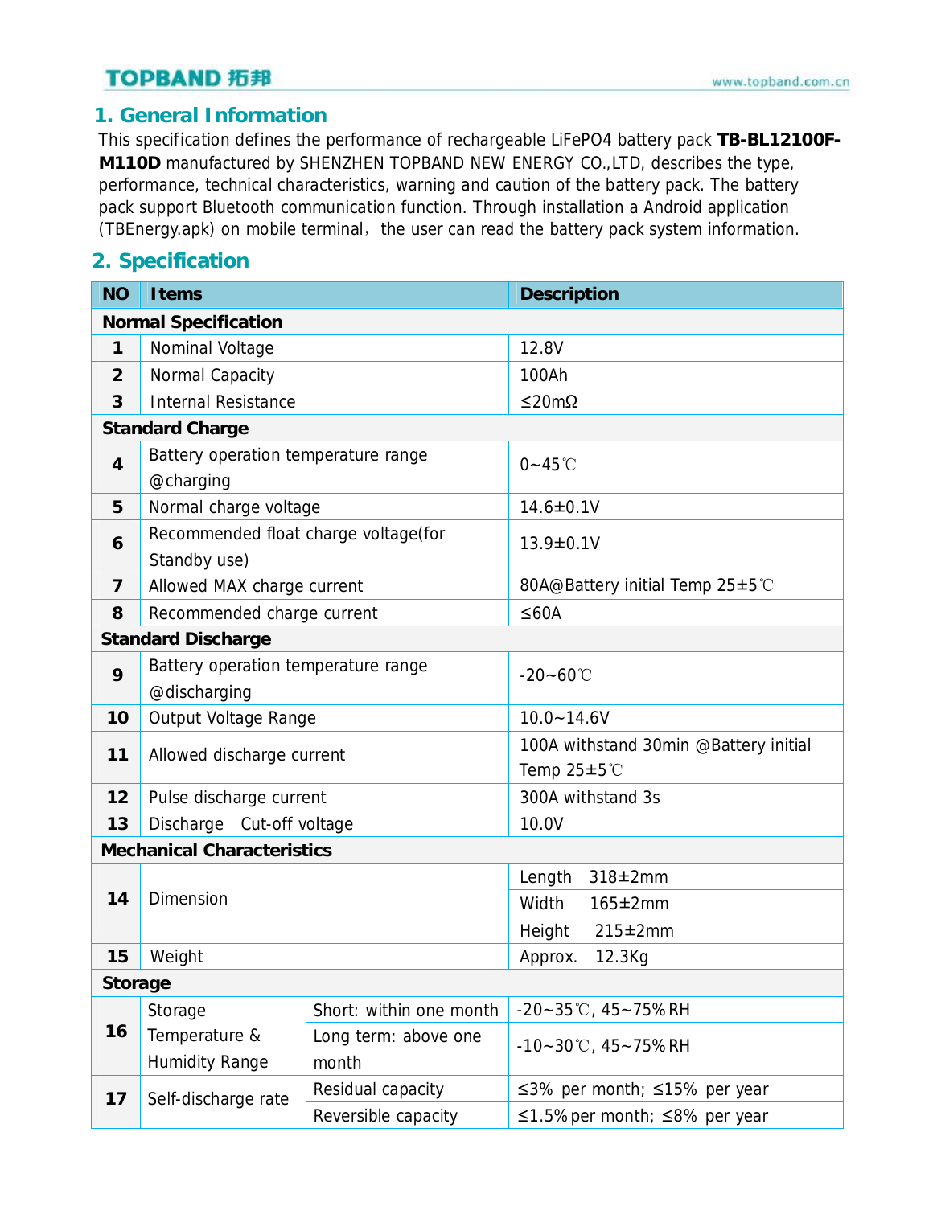## 1. General Information

This specification defines the performance of rechargeable LiFePO4 battery pack **TB-BL12100F-M110D** manufactured by SHENZHEN TOPBAND NEW ENERGY CO.,LTD, describes the type, performance, technical characteristics, warning and caution of the battery pack. The battery pack support Bluetooth communication function. Through installation a Android application (TBEnergy.apk) on mobile terminal，the user can read the battery pack system information.

## 2. Specification

| NO | Items | | Description |
|---|---|---|---|
| **Normal Specification** | | | |
| 1 | Nominal Voltage | | 12.8V |
| 2 | Normal Capacity | | 100Ah |
| 3 | Internal Resistance | | ≤20mΩ |
| **Standard Charge** | | | |
| 4 | Battery operation temperature range @charging | | 0~45℃ |
| 5 | Normal charge voltage | | 14.6±0.1V |
| 6 | Recommended float charge voltage(for Standby use) | | 13.9±0.1V |
| 7 | Allowed MAX charge current | | 80A@Battery initial Temp 25±5℃ |
| 8 | Recommended charge current | | ≤60A |
| **Standard Discharge** | | | |
| 9 | Battery operation temperature range @discharging | | -20~60℃ |
| 10 | Output Voltage Range | | 10.0~14.6V |
| 11 | Allowed discharge current | | 100A withstand 30min @Battery initial Temp 25±5℃ |
| 12 | Pulse discharge current | | 300A withstand 3s |
| 13 | Discharge Cut-off voltage | | 10.0V |
| **Mechanical Characteristics** | | | |
| 14 | Dimension | | Length 318±2mm |
| | | | Width 165±2mm |
| | | | Height 215±2mm |
| 15 | Weight | | Approx. 12.3Kg |
| **Storage** | | | |
| 16 | Storage Temperature & Humidity Range | Short: within one month | -20~35℃, 45~75%RH |
| | | Long term: above one month | -10~30℃, 45~75%RH |
| 17 | Self-discharge rate | Residual capacity | ≤3% per month; ≤15% per year |
| | | Reversible capacity | ≤1.5%per month; ≤8% per year |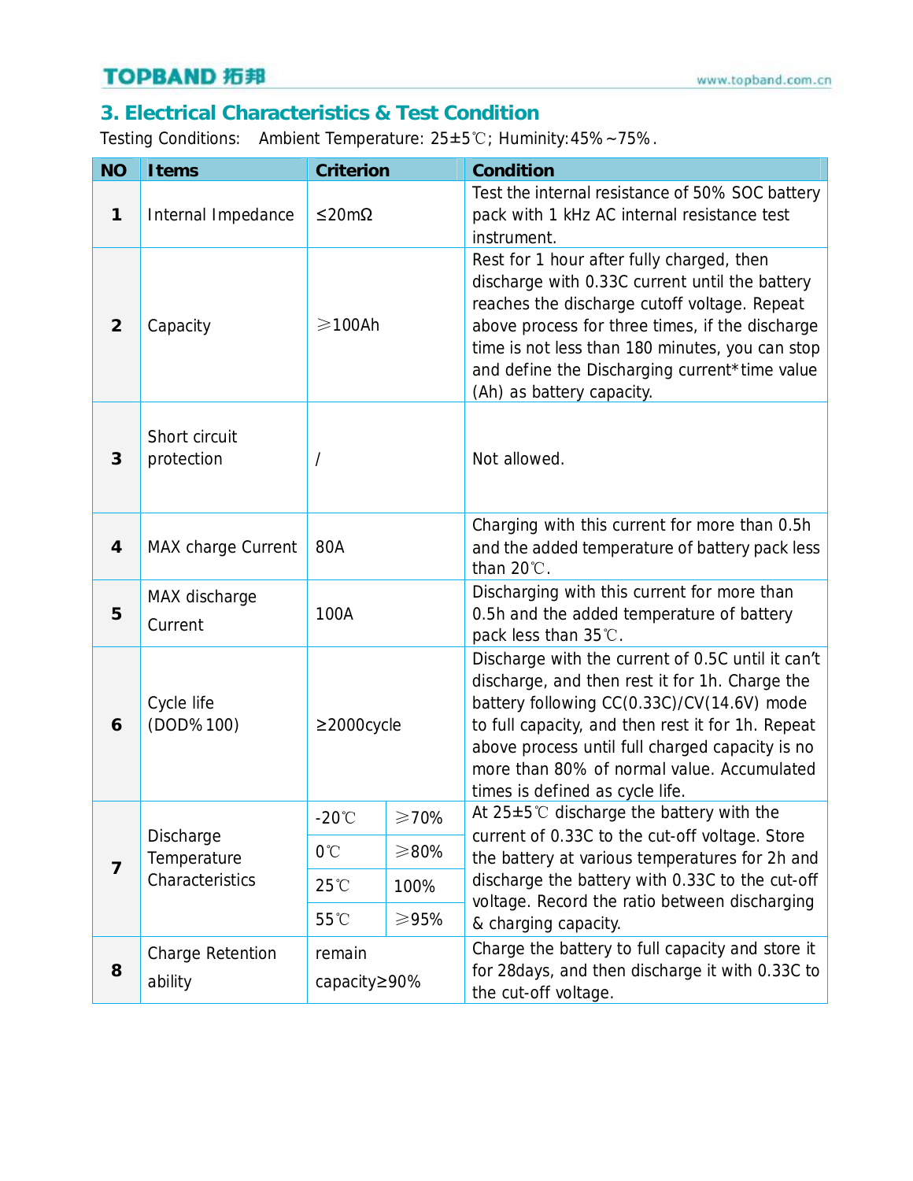## 3. Electrical Characteristics & Test Condition

Testing Conditions: Ambient Temperature: 25±5℃; Huminity:45%~75%.

| NO | Items | Criterion | | Condition |
|---|---|---|---|---|
| 1 | Internal Impedance | ≤20mΩ | | Test the internal resistance of 50% SOC battery pack with 1 kHz AC internal resistance test instrument. |
| 2 | Capacity | ⩾100Ah | | Rest for 1 hour after fully charged, then discharge with 0.33C current until the battery reaches the discharge cutoff voltage. Repeat above process for three times, if the discharge time is not less than 180 minutes, you can stop and define the Discharging current*time value (Ah) as battery capacity. |
| 3 | Short circuit protection | / | | Not allowed. |
| 4 | MAX charge Current | 80A | | Charging with this current for more than 0.5h and the added temperature of battery pack less than 20℃. |
| 5 | MAX discharge Current | 100A | | Discharging with this current for more than 0.5h and the added temperature of battery pack less than 35℃. |
| 6 | Cycle life (DOD% 100) | ≥2000cycle | | Discharge with the current of 0.5C until it can't discharge, and then rest it for 1h. Charge the battery following CC(0.33C)/CV(14.6V) mode to full capacity, and then rest it for 1h. Repeat above process until full charged capacity is no more than 80% of normal value. Accumulated times is defined as cycle life. |
| 7 | Discharge Temperature Characteristics | -20℃ | ⩾70% | At 25±5℃ discharge the battery with the current of 0.33C to the cut-off voltage. Store the battery at various temperatures for 2h and discharge the battery with 0.33C to the cut-off voltage. Record the ratio between discharging & charging capacity. |
| | | 0℃ | ⩾80% | |
| | | 25℃ | 100% | |
| | | 55℃ | ⩾95% | |
| 8 | Charge Retention ability | remain capacity≥90% | | Charge the battery to full capacity and store it for 28days, and then discharge it with 0.33C to the cut-off voltage. |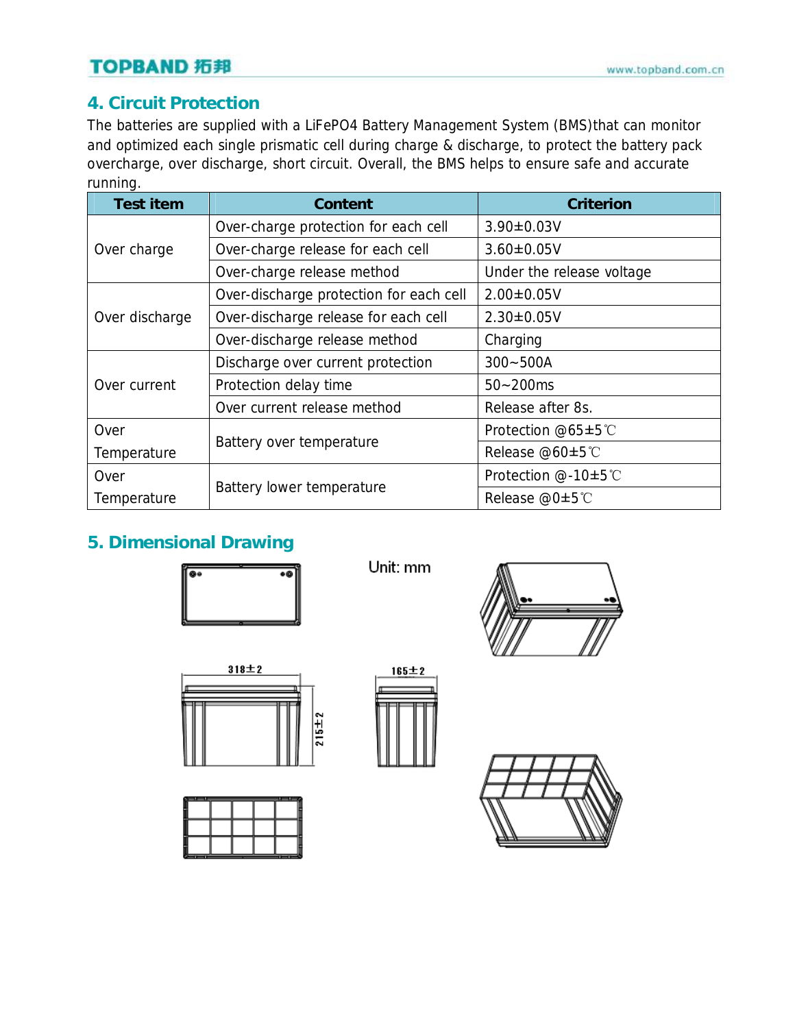## 4. Circuit Protection

The batteries are supplied with a LiFePO4 Battery Management System (BMS)that can monitor and optimized each single prismatic cell during charge & discharge, to protect the battery pack overcharge, over discharge, short circuit. Overall, the BMS helps to ensure safe and accurate running.

| Test item | Content | Criterion |
|---|---|---|
| Over charge | Over-charge protection for each cell | 3.90±0.03V |
| | Over-charge release for each cell | 3.60±0.05V |
| | Over-charge release method | Under the release voltage |
| Over discharge | Over-discharge protection for each cell | 2.00±0.05V |
| | Over-discharge release for each cell | 2.30±0.05V |
| | Over-discharge release method | Charging |
| Over current | Discharge over current protection | 300~500A |
| | Protection delay time | 50~200ms |
| | Over current release method | Release after 8s. |
| Over Temperature | Battery over temperature | Protection @65±5℃ |
| | | Release @60±5℃ |
| Over Temperature | Battery lower temperature | Protection @-10±5℃ |
| | | Release @0±5℃ |

## 5. Dimensional Drawing

Unit: mm

318±2

215±2

165±2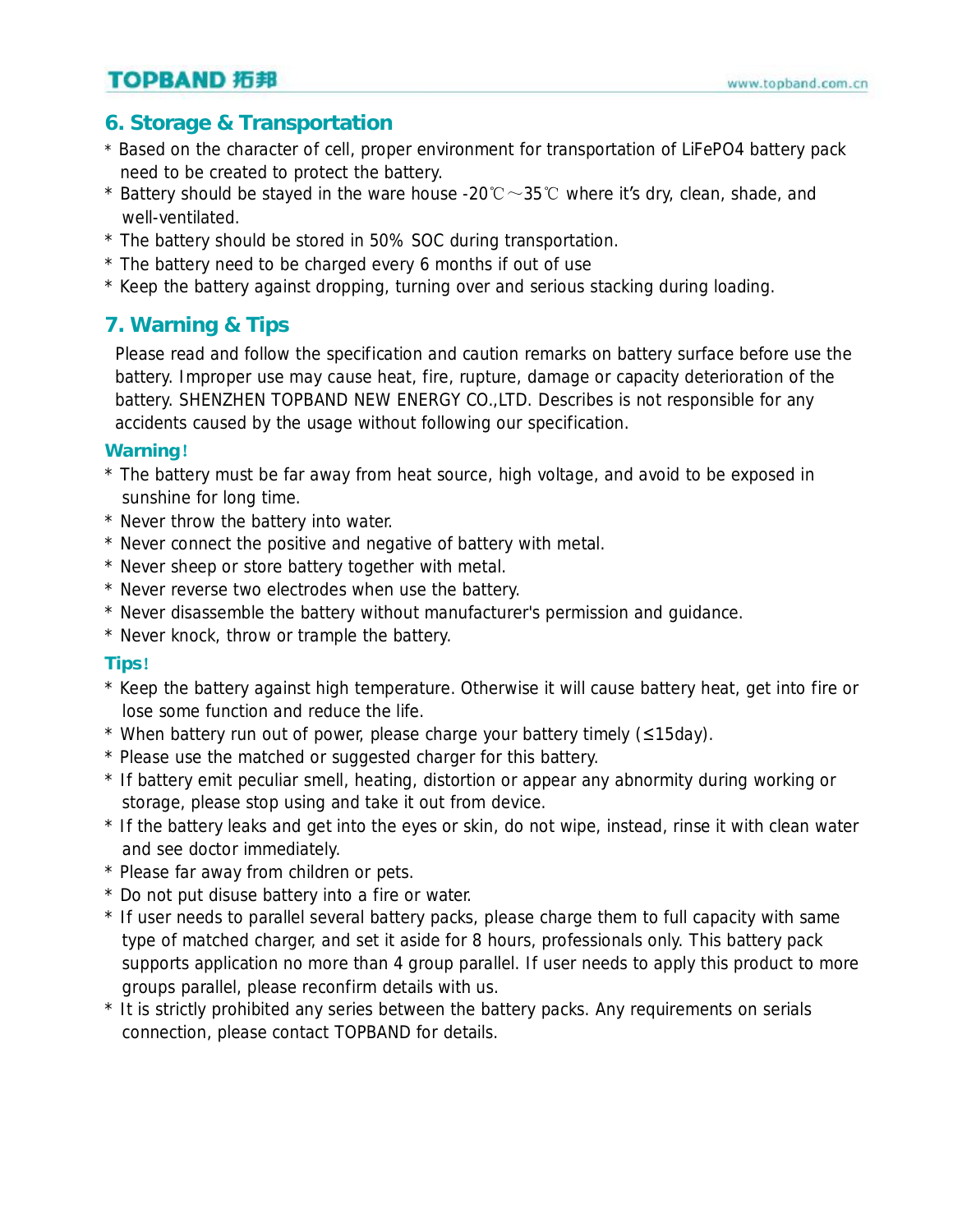## 6. Storage & Transportation

* Based on the character of cell, proper environment for transportation of LiFePO4 battery pack need to be created to protect the battery.
* Battery should be stayed in the ware house -20℃～35℃ where it's dry, clean, shade, and well-ventilated.
* The battery should be stored in 50% SOC during transportation.
* The battery need to be charged every 6 months if out of use
* Keep the battery against dropping, turning over and serious stacking during loading.

## 7. Warning & Tips

Please read and follow the specification and caution remarks on battery surface before use the battery. Improper use may cause heat, fire, rupture, damage or capacity deterioration of the battery. SHENZHEN TOPBAND NEW ENERGY CO.,LTD. Describes is not responsible for any accidents caused by the usage without following our specification.

### Warning!

* The battery must be far away from heat source, high voltage, and avoid to be exposed in sunshine for long time.
* Never throw the battery into water.
* Never connect the positive and negative of battery with metal.
* Never sheep or store battery together with metal.
* Never reverse two electrodes when use the battery.
* Never disassemble the battery without manufacturer's permission and guidance.
* Never knock, throw or trample the battery.

### Tips!

* Keep the battery against high temperature. Otherwise it will cause battery heat, get into fire or lose some function and reduce the life.
* When battery run out of power, please charge your battery timely (≤15day).
* Please use the matched or suggested charger for this battery.
* If battery emit peculiar smell, heating, distortion or appear any abnormity during working or storage, please stop using and take it out from device.
* If the battery leaks and get into the eyes or skin, do not wipe, instead, rinse it with clean water and see doctor immediately.
* Please far away from children or pets.
* Do not put disuse battery into a fire or water.
* If user needs to parallel several battery packs, please charge them to full capacity with same type of matched charger, and set it aside for 8 hours, professionals only. This battery pack supports application no more than 4 group parallel. If user needs to apply this product to more groups parallel, please reconfirm details with us.
* It is strictly prohibited any series between the battery packs. Any requirements on serials connection, please contact TOPBAND for details.